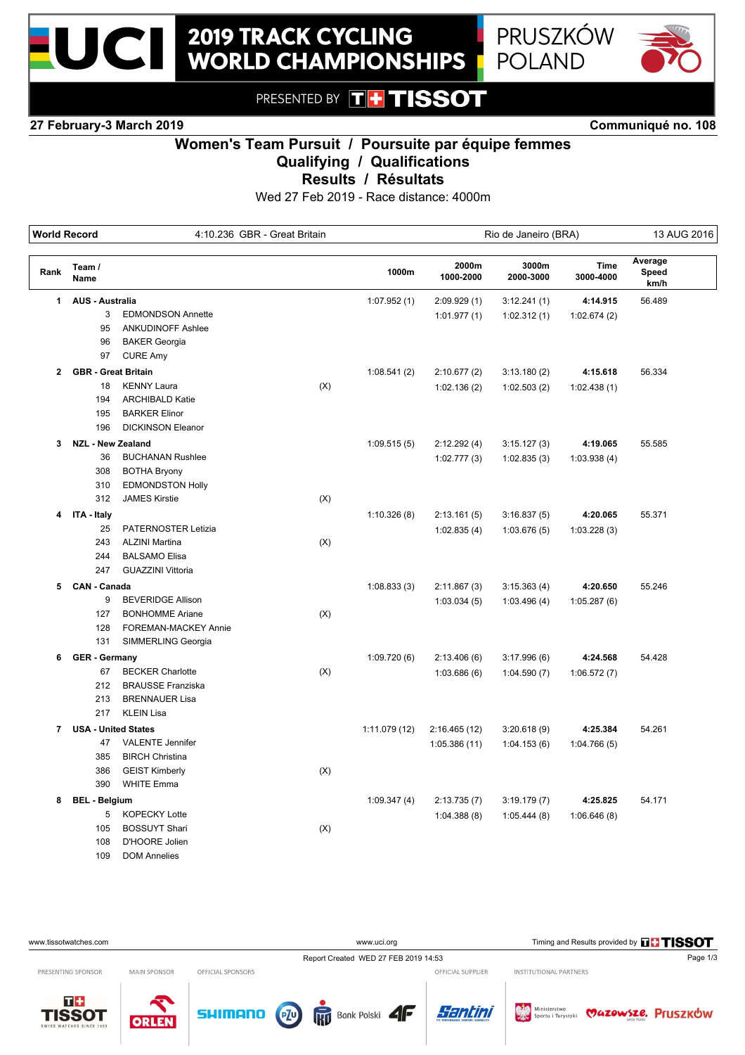# 2019 TRACK CYCLING WORLD CHAMPIONSHIPS

PRUSZKÓW POLAND

PRESENTED BY TISSOT

**27 February-3 March 2019** **Communiqué no. 108**

## Women's Team Pursuit / Poursuite par équipe femmes
## Qualifying / Qualifications
## Results / Résultats

Wed 27 Feb 2019 - Race distance: 4000m

| World Record | 4:10.236 GBR - Great Britain | Rio de Janeiro (BRA) | 13 AUG 2016 |
|---|---|---|---|

| Rank | Team / Name | | 1000m | 2000m 1000-2000 | 3000m 2000-3000 | Time 3000-4000 | Average Speed km/h |
|---|---|---|---|---|---|---|---|
| 1 | **AUS - Australia** | | 1:07.952 (1) | 2:09.929 (1) | 3:12.241 (1) | **4:14.915** | 56.489 |
| | 3 EDMONDSON Annette | | | 1:01.977 (1) | 1:02.312 (1) | 1:02.674 (2) | |
| | 95 ANKUDINOFF Ashlee | | | | | | |
| | 96 BAKER Georgia | | | | | | |
| | 97 CURE Amy | | | | | | |
| 2 | **GBR - Great Britain** | | 1:08.541 (2) | 2:10.677 (2) | 3:13.180 (2) | **4:15.618** | 56.334 |
| | 18 KENNY Laura | (X) | | 1:02.136 (2) | 1:02.503 (2) | 1:02.438 (1) | |
| | 194 ARCHIBALD Katie | | | | | | |
| | 195 BARKER Elinor | | | | | | |
| | 196 DICKINSON Eleanor | | | | | | |
| 3 | **NZL - New Zealand** | | 1:09.515 (5) | 2:12.292 (4) | 3:15.127 (3) | **4:19.065** | 55.585 |
| | 36 BUCHANAN Rushlee | | | 1:02.777 (3) | 1:02.835 (3) | 1:03.938 (4) | |
| | 308 BOTHA Bryony | | | | | | |
| | 310 EDMONDSTON Holly | | | | | | |
| | 312 JAMES Kirstie | (X) | | | | | |
| 4 | **ITA - Italy** | | 1:10.326 (8) | 2:13.161 (5) | 3:16.837 (5) | **4:20.065** | 55.371 |
| | 25 PATERNOSTER Letizia | | | 1:02.835 (4) | 1:03.676 (5) | 1:03.228 (3) | |
| | 243 ALZINI Martina | (X) | | | | | |
| | 244 BALSAMO Elisa | | | | | | |
| | 247 GUAZZINI Vittoria | | | | | | |
| 5 | **CAN - Canada** | | 1:08.833 (3) | 2:11.867 (3) | 3:15.363 (4) | **4:20.650** | 55.246 |
| | 9 BEVERIDGE Allison | | | 1:03.034 (5) | 1:03.496 (4) | 1:05.287 (6) | |
| | 127 BONHOMME Ariane | (X) | | | | | |
| | 128 FOREMAN-MACKEY Annie | | | | | | |
| | 131 SIMMERLING Georgia | | | | | | |
| 6 | **GER - Germany** | | 1:09.720 (6) | 2:13.406 (6) | 3:17.996 (6) | **4:24.568** | 54.428 |
| | 67 BECKER Charlotte | (X) | | 1:03.686 (6) | 1:04.590 (7) | 1:06.572 (7) | |
| | 212 BRAUSSE Franziska | | | | | | |
| | 213 BRENNAUER Lisa | | | | | | |
| | 217 KLEIN Lisa | | | | | | |
| 7 | **USA - United States** | | 1:11.079 (12) | 2:16.465 (12) | 3:20.618 (9) | **4:25.384** | 54.261 |
| | 47 VALENTE Jennifer | | | 1:05.386 (11) | 1:04.153 (6) | 1:04.766 (5) | |
| | 385 BIRCH Christina | | | | | | |
| | 386 GEIST Kimberly | (X) | | | | | |
| | 390 WHITE Emma | | | | | | |
| 8 | **BEL - Belgium** | | 1:09.347 (4) | 2:13.735 (7) | 3:19.179 (7) | **4:25.825** | 54.171 |
| | 5 KOPECKY Lotte | | | 1:04.388 (8) | 1:05.444 (8) | 1:06.646 (8) | |
| | 105 BOSSUYT Shari | (X) | | | | | |
| | 108 D'HOORE Jolien | | | | | | |
| | 109 DOM Annelies | | | | | | |

www.tissotwatches.com www.uci.org Timing and Results provided by TISSOT

Report Created WED 27 FEB 2019 14:53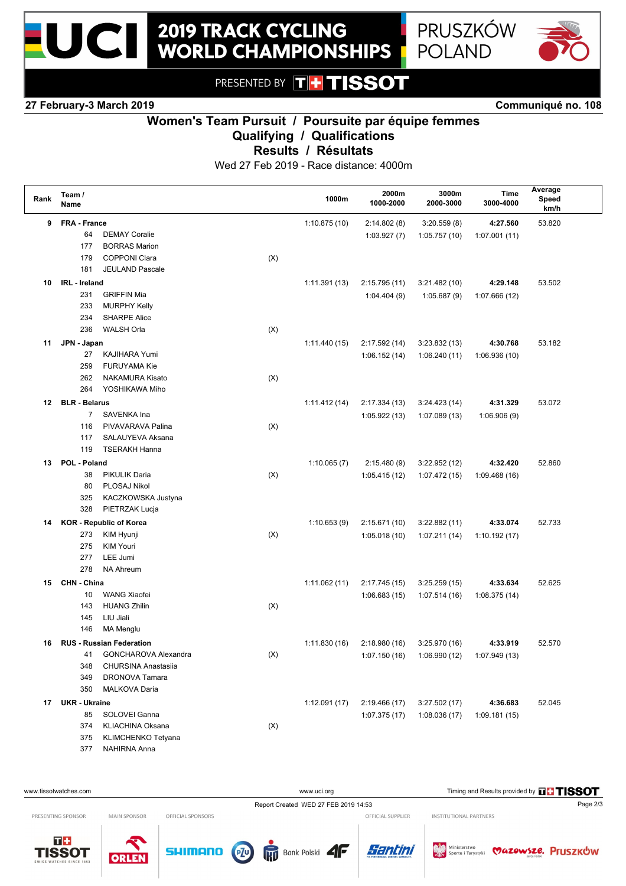# 2019 TRACK CYCLING WORLD CHAMPIONSHIPS

PRUSZKÓW POLAND

PRESENTED BY TISSOT

**27 February-3 March 2019** **Communiqué no. 108**

## Women's Team Pursuit / Poursuite par équipe femmes
### Qualifying / Qualifications
### Results / Résultats

Wed 27 Feb 2019 - Race distance: 4000m

| Rank | Team / Name | | | 1000m | 2000m 1000-2000 | 3000m 2000-3000 | Time 3000-4000 | Average Speed km/h |
|---|---|---|---|---|---|---|---|---|
| 9 | **FRA - France** | | | 1:10.875 (10) | 2:14.802 (8) | 3:20.559 (8) | **4:27.560** | 53.820 |
| | 64 | DEMAY Coralie | | | 1:03.927 (7) | 1:05.757 (10) | 1:07.001 (11) | |
| | 177 | BORRAS Marion | | | | | | |
| | 179 | COPPONI Clara | (X) | | | | | |
| | 181 | JEULAND Pascale | | | | | | |
| 10 | **IRL - Ireland** | | | 1:11.391 (13) | 2:15.795 (11) | 3:21.482 (10) | **4:29.148** | 53.502 |
| | 231 | GRIFFIN Mia | | | 1:04.404 (9) | 1:05.687 (9) | 1:07.666 (12) | |
| | 233 | MURPHY Kelly | | | | | | |
| | 234 | SHARPE Alice | | | | | | |
| | 236 | WALSH Orla | (X) | | | | | |
| 11 | **JPN - Japan** | | | 1:11.440 (15) | 2:17.592 (14) | 3:23.832 (13) | **4:30.768** | 53.182 |
| | 27 | KAJIHARA Yumi | | | 1:06.152 (14) | 1:06.240 (11) | 1:06.936 (10) | |
| | 259 | FURUYAMA Kie | | | | | | |
| | 262 | NAKAMURA Kisato | (X) | | | | | |
| | 264 | YOSHIKAWA Miho | | | | | | |
| 12 | **BLR - Belarus** | | | 1:11.412 (14) | 2:17.334 (13) | 3:24.423 (14) | **4:31.329** | 53.072 |
| | 7 | SAVENKA Ina | | | 1:05.922 (13) | 1:07.089 (13) | 1:06.906 (9) | |
| | 116 | PIVAVARAVA Palina | (X) | | | | | |
| | 117 | SALAUYEVA Aksana | | | | | | |
| | 119 | TSERAKH Hanna | | | | | | |
| 13 | **POL - Poland** | | | 1:10.065 (7) | 2:15.480 (9) | 3:22.952 (12) | **4:32.420** | 52.860 |
| | 38 | PIKULIK Daria | (X) | | 1:05.415 (12) | 1:07.472 (15) | 1:09.468 (16) | |
| | 80 | PLOSAJ Nikol | | | | | | |
| | 325 | KACZKOWSKA Justyna | | | | | | |
| | 328 | PIETRZAK Lucja | | | | | | |
| 14 | **KOR - Republic of Korea** | | | 1:10.653 (9) | 2:15.671 (10) | 3:22.882 (11) | **4:33.074** | 52.733 |
| | 273 | KIM Hyunji | (X) | | 1:05.018 (10) | 1:07.211 (14) | 1:10.192 (17) | |
| | 275 | KIM Youri | | | | | | |
| | 277 | LEE Jumi | | | | | | |
| | 278 | NA Ahreum | | | | | | |
| 15 | **CHN - China** | | | 1:11.062 (11) | 2:17.745 (15) | 3:25.259 (15) | **4:33.634** | 52.625 |
| | 10 | WANG Xiaofei | | | 1:06.683 (15) | 1:07.514 (16) | 1:08.375 (14) | |
| | 143 | HUANG Zhilin | (X) | | | | | |
| | 145 | LIU Jiali | | | | | | |
| | 146 | MA Menglu | | | | | | |
| 16 | **RUS - Russian Federation** | | | 1:11.830 (16) | 2:18.980 (16) | 3:25.970 (16) | **4:33.919** | 52.570 |
| | 41 | GONCHAROVA Alexandra | (X) | | 1:07.150 (16) | 1:06.990 (12) | 1:07.949 (13) | |
| | 348 | CHURSINA Anastasiia | | | | | | |
| | 349 | DRONOVA Tamara | | | | | | |
| | 350 | MALKOVA Daria | | | | | | |
| 17 | **UKR - Ukraine** | | | 1:12.091 (17) | 2:19.466 (17) | 3:27.502 (17) | **4:36.683** | 52.045 |
| | 85 | SOLOVEI Ganna | | | 1:07.375 (17) | 1:08.036 (17) | 1:09.181 (15) | |
| | 374 | KLIACHINA Oksana | (X) | | | | | |
| | 375 | KLIMCHENKO Tetyana | | | | | | |
| | 377 | NAHIRNA Anna | | | | | | |

www.tissotwatches.com www.uci.org Timing and Results provided by TISSOT

Report Created WED 27 FEB 2019 14:53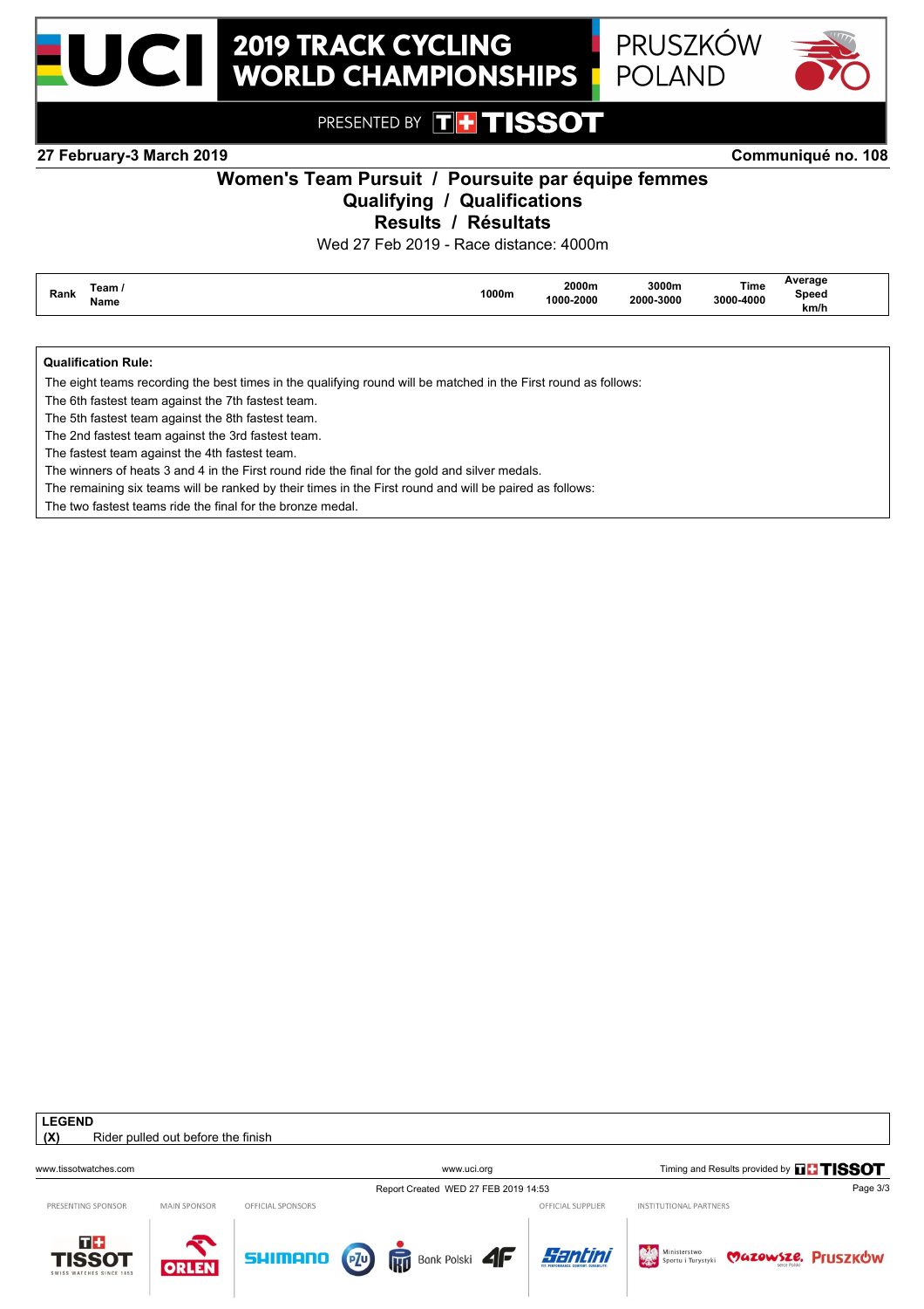27 February-3 March 2019 | Communiqué no. 108

## Women's Team Pursuit / Poursuite par équipe femmes
### Qualifying / Qualifications
### Results / Résultats

Wed 27 Feb 2019 - Race distance: 4000m

| Rank | Team / Name | 1000m | 2000m 1000-2000 | 3000m 2000-3000 | Time 3000-4000 | Average Speed km/h |
|---|---|---|---|---|---|---|

**Qualification Rule:**

The eight teams recording the best times in the qualifying round will be matched in the First round as follows:
The 6th fastest team against the 7th fastest team.
The 5th fastest team against the 8th fastest team.
The 2nd fastest team against the 3rd fastest team.
The fastest team against the 4th fastest team.
The winners of heats 3 and 4 in the First round ride the final for the gold and silver medals.
The remaining six teams will be ranked by their times in the First round and will be paired as follows:
The two fastest teams ride the final for the bronze medal.

**LEGEND**

(X) Rider pulled out before the finish

Report Created WED 27 FEB 2019 14:53